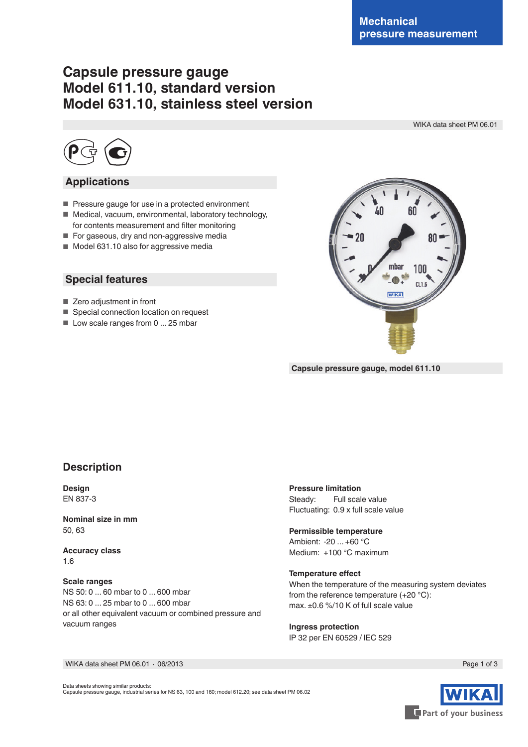Mechanical pressure measurement

# Capsule pressure gauge
# Model 611.10, standard version
# Model 631.10, stainless steel version

WIKA data sheet PM 06.01

## Applications

- Pressure gauge for use in a protected environment
- Medical, vacuum, environmental, laboratory technology, for contents measurement and filter monitoring
- For gaseous, dry and non-aggressive media
- Model 631.10 also for aggressive media

## Special features

- Zero adjustment in front
- Special connection location on request
- Low scale ranges from 0 ... 25 mbar

**Capsule pressure gauge, model 611.10**

## Description

**Design**
EN 837-3

**Nominal size in mm**
50, 63

**Accuracy class**
1.6

**Scale ranges**
NS 50: 0 ... 60 mbar to 0 ... 600 mbar
NS 63: 0 ... 25 mbar to 0 ... 600 mbar
or all other equivalent vacuum or combined pressure and vacuum ranges

**Pressure limitation**
Steady: Full scale value
Fluctuating: 0.9 x full scale value

**Permissible temperature**
Ambient: -20 ... +60 °C
Medium: +100 °C maximum

**Temperature effect**
When the temperature of the measuring system deviates from the reference temperature (+20 °C):
max. ±0.6 %/10 K of full scale value

**Ingress protection**
IP 32 per EN 60529 / IEC 529

Data sheets showing similar products:
Capsule pressure gauge, industrial series for NS 63, 100 and 160; model 612.20; see data sheet PM 06.02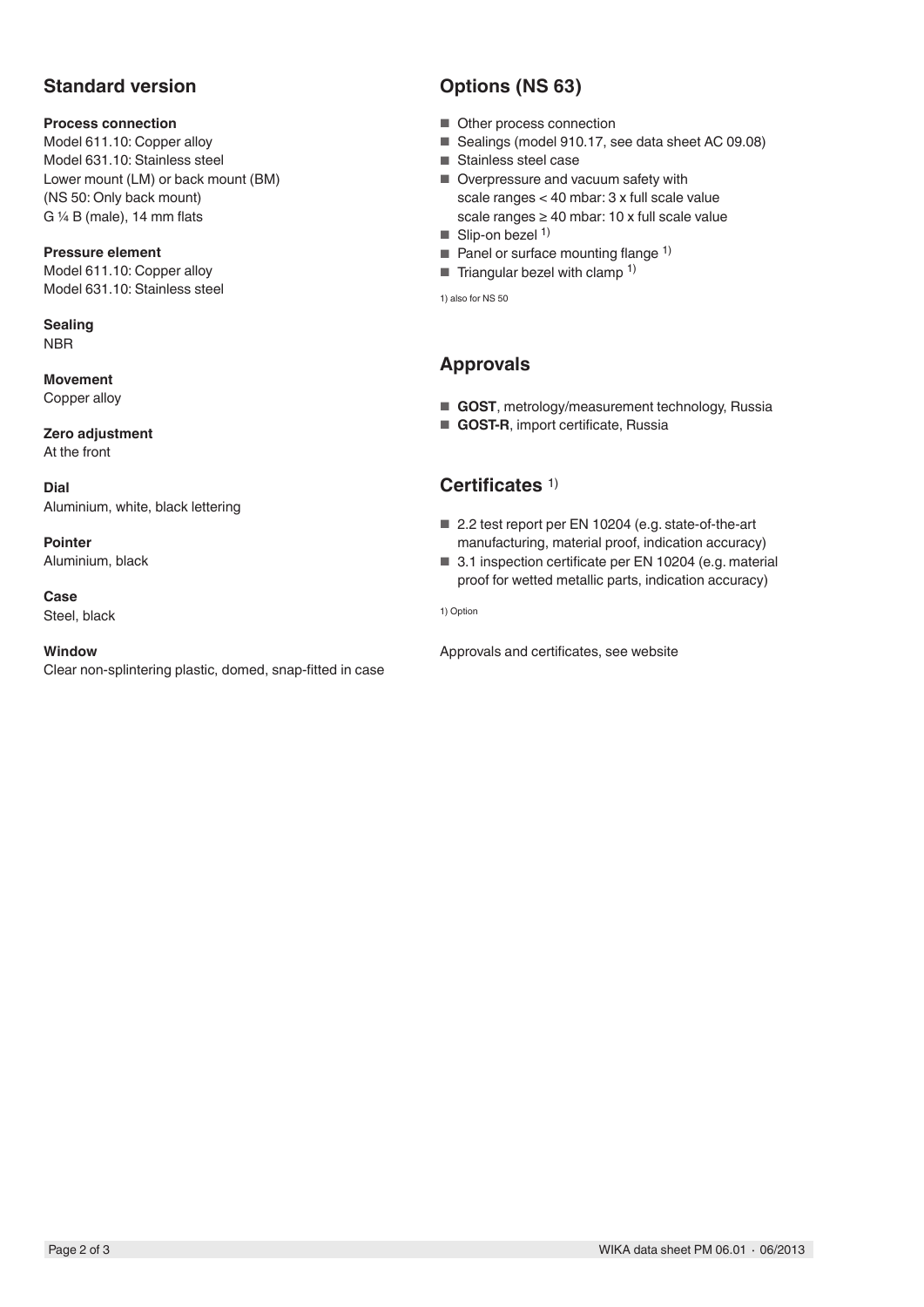## Standard version

**Process connection**
Model 611.10: Copper alloy
Model 631.10: Stainless steel
Lower mount (LM) or back mount (BM)
(NS 50: Only back mount)
G ¼ B (male), 14 mm flats

**Pressure element**
Model 611.10: Copper alloy
Model 631.10: Stainless steel

**Sealing**
NBR

**Movement**
Copper alloy

**Zero adjustment**
At the front

**Dial**
Aluminium, white, black lettering

**Pointer**
Aluminium, black

**Case**
Steel, black

**Window**
Clear non-splintering plastic, domed, snap-fitted in case

## Options (NS 63)

- Other process connection
- Sealings (model 910.17, see data sheet AC 09.08)
- Stainless steel case
- Overpressure and vacuum safety with
  scale ranges < 40 mbar: 3 x full scale value
  scale ranges ≥ 40 mbar: 10 x full scale value
- Slip-on bezel [1)]
- Panel or surface mounting flange [1)]
- Triangular bezel with clamp [1)]

1) also for NS 50

## Approvals

- **GOST**, metrology/measurement technology, Russia
- **GOST-R**, import certificate, Russia

## Certificates [1)]

- 2.2 test report per EN 10204 (e.g. state-of-the-art manufacturing, material proof, indication accuracy)
- 3.1 inspection certificate per EN 10204 (e.g. material proof for wetted metallic parts, indication accuracy)

1) Option

Approvals and certificates, see website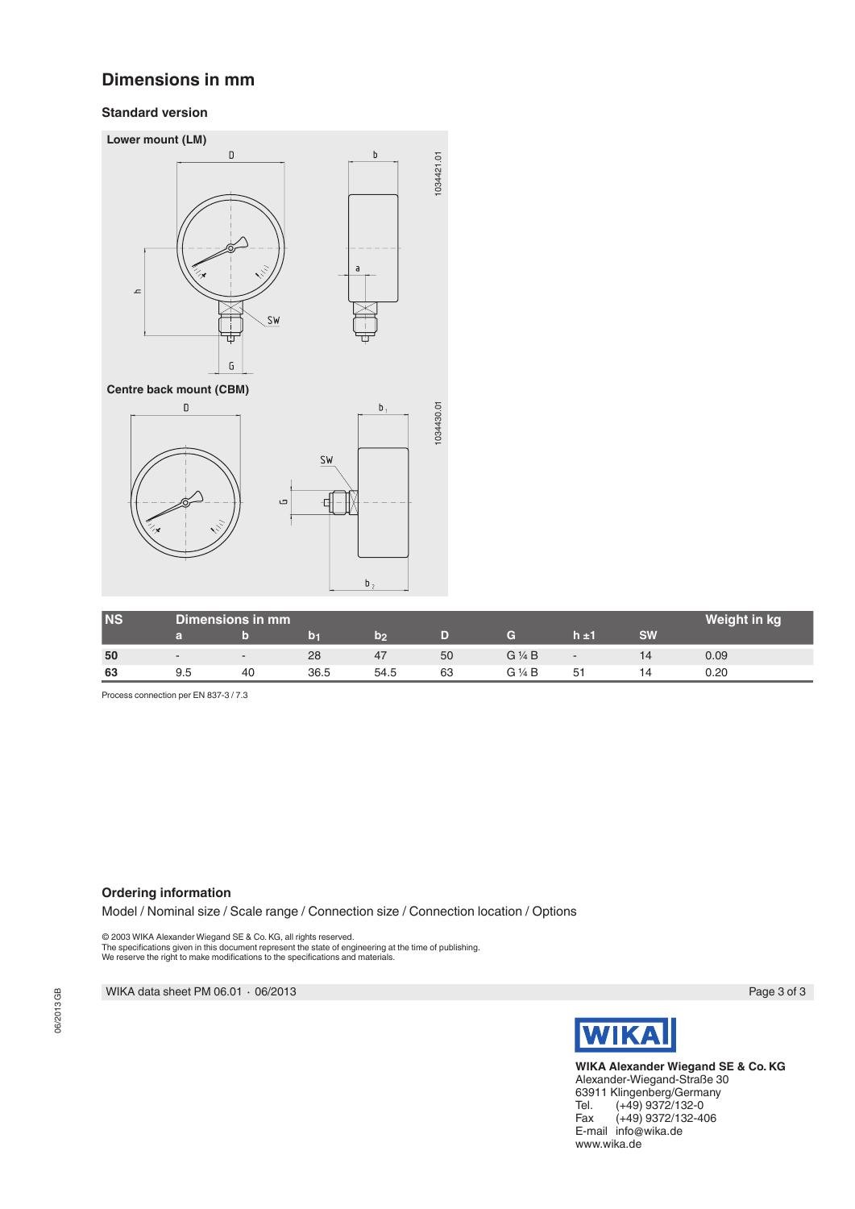## Dimensions in mm

### Standard version

**Lower mount (LM)**

**Centre back mount (CBM)**

| NS | Dimensions in mm | | | | | | | | Weight in kg |
|---|---|---|---|---|---|---|---|---|---|
| | a | b | $b_1$ | $b_2$ | D | G | h ±1 | SW | |
| **50** | - | - | 28 | 47 | 50 | G ¼ B | - | 14 | 0.09 |
| **63** | 9.5 | 40 | 36.5 | 54.5 | 63 | G ¼ B | 51 | 14 | 0.20 |

Process connection per EN 837-3 / 7.3

### Ordering information

Model / Nominal size / Scale range / Connection size / Connection location / Options

© 2003 WIKA Alexander Wiegand SE & Co. KG, all rights reserved.
The specifications given in this document represent the state of engineering at the time of publishing.
We reserve the right to make modifications to the specifications and materials.

**WIKA Alexander Wiegand SE & Co. KG**
Alexander-Wiegand-Straße 30
63911 Klingenberg/Germany
Tel. (+49) 9372/132-0
Fax (+49) 9372/132-406
E-mail info@wika.de
www.wika.de